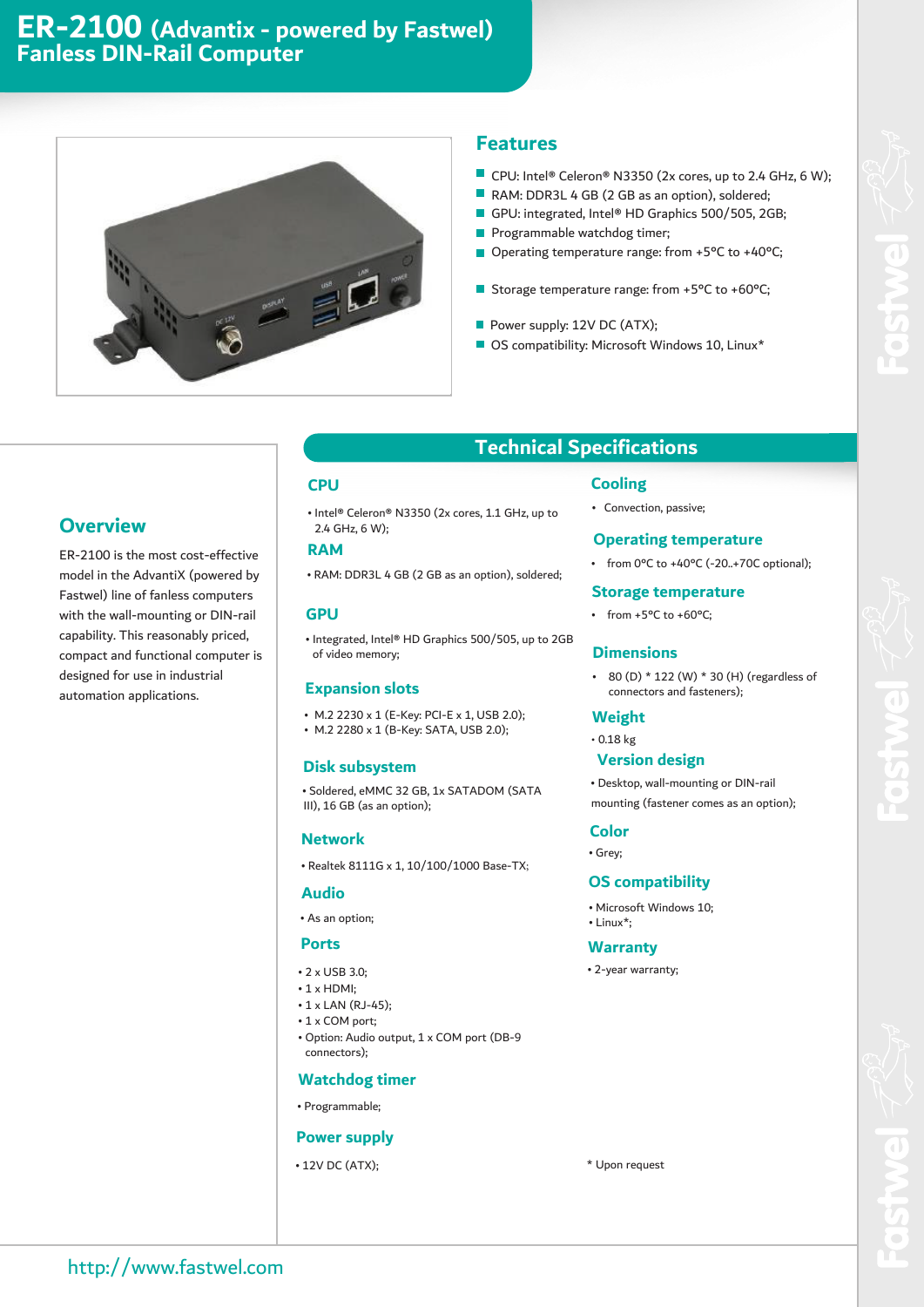# ER-2100 (Advantix - powered by Fastwel)
## Fanless DIN-Rail Computer

## Features

- CPU: Intel® Celeron® N3350 (2x cores, up to 2.4 GHz, 6 W);
- RAM: DDR3L 4 GB (2 GB as an option), soldered;
- GPU: integrated, Intel® HD Graphics 500/505, 2GB;
- Programmable watchdog timer;
- Operating temperature range: from +5°C to +40°C;
- Storage temperature range: from +5°C to +60°C;
- Power supply: 12V DC (ATX);
- OS compatibility: Microsoft Windows 10, Linux*

## Overview

ER-2100 is the most cost-effective model in the AdvantiX (powered by Fastwel) line of fanless computers with the wall-mounting or DIN-rail capability. This reasonably priced, compact and functional computer is designed for use in industrial automation applications.

## Technical Specifications

### CPU

- Intel® Celeron® N3350 (2x cores, 1.1 GHz, up to 2.4 GHz, 6 W);

### RAM

- RAM: DDR3L 4 GB (2 GB as an option), soldered;

### GPU

- Integrated, Intel® HD Graphics 500/505, up to 2GB of video memory;

### Expansion slots

- M.2 2230 x 1 (E-Key: PCI-E x 1, USB 2.0);
- M.2 2280 x 1 (B-Key: SATA, USB 2.0);

### Disk subsystem

- Soldered, eMMC 32 GB, 1x SATADOM (SATA III), 16 GB (as an option);

### Network

- Realtek 8111G x 1, 10/100/1000 Base-TX;

### Audio

- As an option;

### Ports

- 2 x USB 3.0;
- 1 x HDMI;
- 1 x LAN (RJ-45);
- 1 x COM port;
- Option: Audio output, 1 x COM port (DB-9 connectors);

### Watchdog timer

- Programmable;

### Power supply

- 12V DC (ATX);

### Cooling

- Convection, passive;

### Operating temperature

- from 0°C to +40°C (-20..+70C optional);

### Storage temperature

- from +5°C to +60°C;

### Dimensions

- 80 (D) * 122 (W) * 30 (H) (regardless of connectors and fasteners);

### Weight

- 0.18 kg

### Version design

- Desktop, wall-mounting or DIN-rail mounting (fastener comes as an option);

### Color

- Grey;

### OS compatibility

- Microsoft Windows 10;
- Linux*;

### Warranty

- 2-year warranty;

\* Upon request

http://www.fastwel.com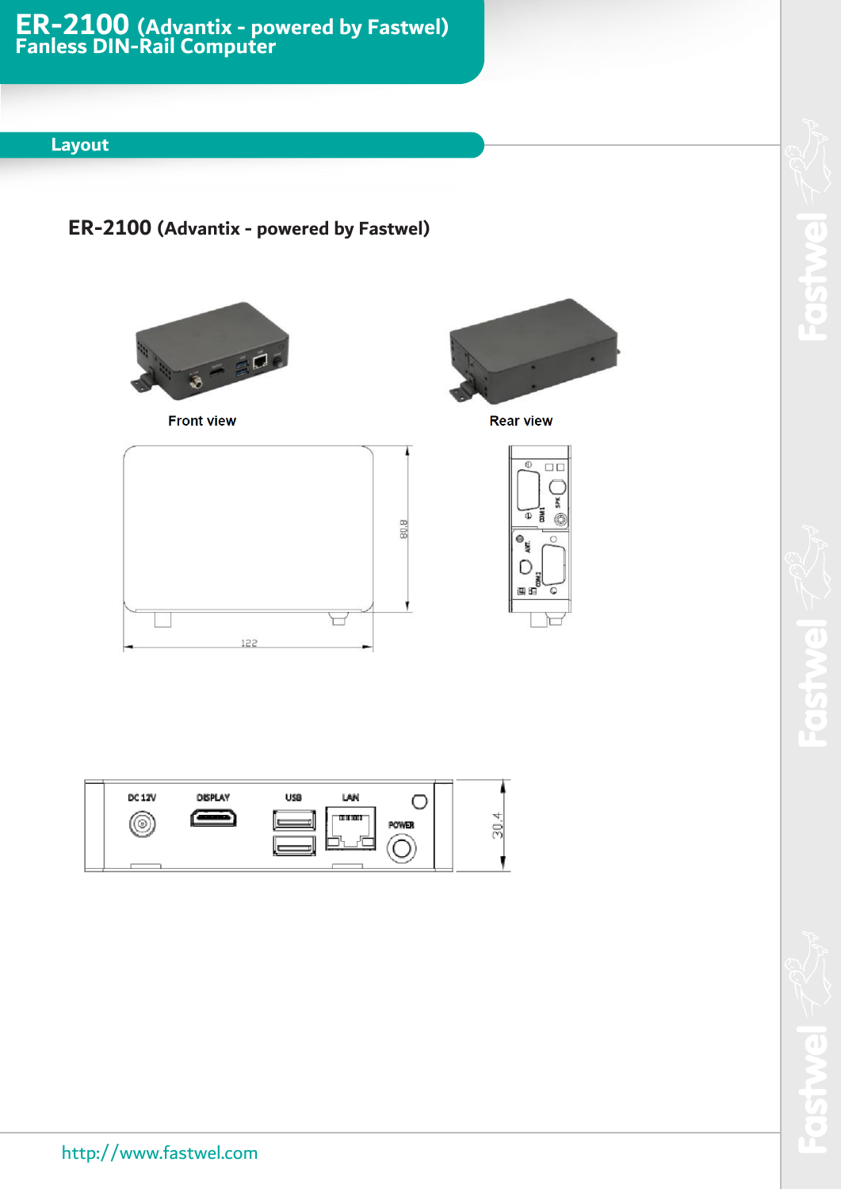# ER-2100 (Advantix - powered by Fastwel)
Fanless DIN-Rail Computer

## Layout

### ER-2100 (Advantix - powered by Fastwel)

Front view

Rear view

80.8

122

DC 12V DISPLAY USB LAN POWER

30.4

COM1 SPK ANT. COM2

http://www.fastwel.com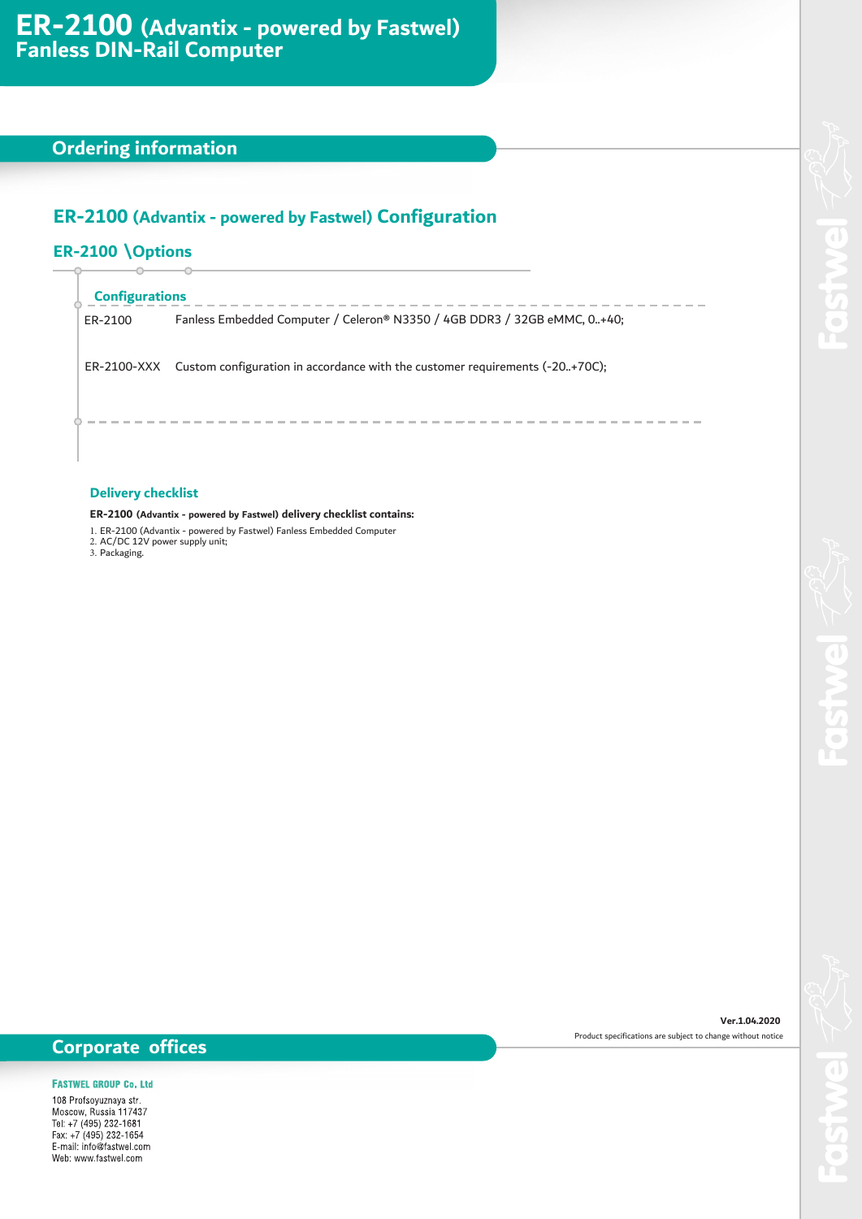# ER-2100 (Advantix - powered by Fastwel) Fanless DIN-Rail Computer

## Ordering information

### ER-2100 (Advantix - powered by Fastwel) Configuration

#### ER-2100 \Options

**Configurations**

| | |
|---|---|
| ER-2100 | Fanless Embedded Computer / Celeron® N3350 / 4GB DDR3 / 32GB eMMC, 0..+40; |
| ER-2100-XXX | Custom configuration in accordance with the customer requirements (-20..+70C); |

**Delivery checklist**

**ER-2100 (Advantix - powered by Fastwel) delivery checklist contains:**

1. ER-2100 (Advantix - powered by Fastwel) Fanless Embedded Computer
2. AC/DC 12V power supply unit;
3. Packaging.

Ver.1.04.2020

Product specifications are subject to change without notice

## Corporate offices

**FASTWEL GROUP Co. Ltd**

108 Profsoyuznaya str.
Moscow, Russia 117437
Tel: +7 (495) 232-1681
Fax: +7 (495) 232-1654
E-mail: info@fastwel.com
Web: www.fastwel.com